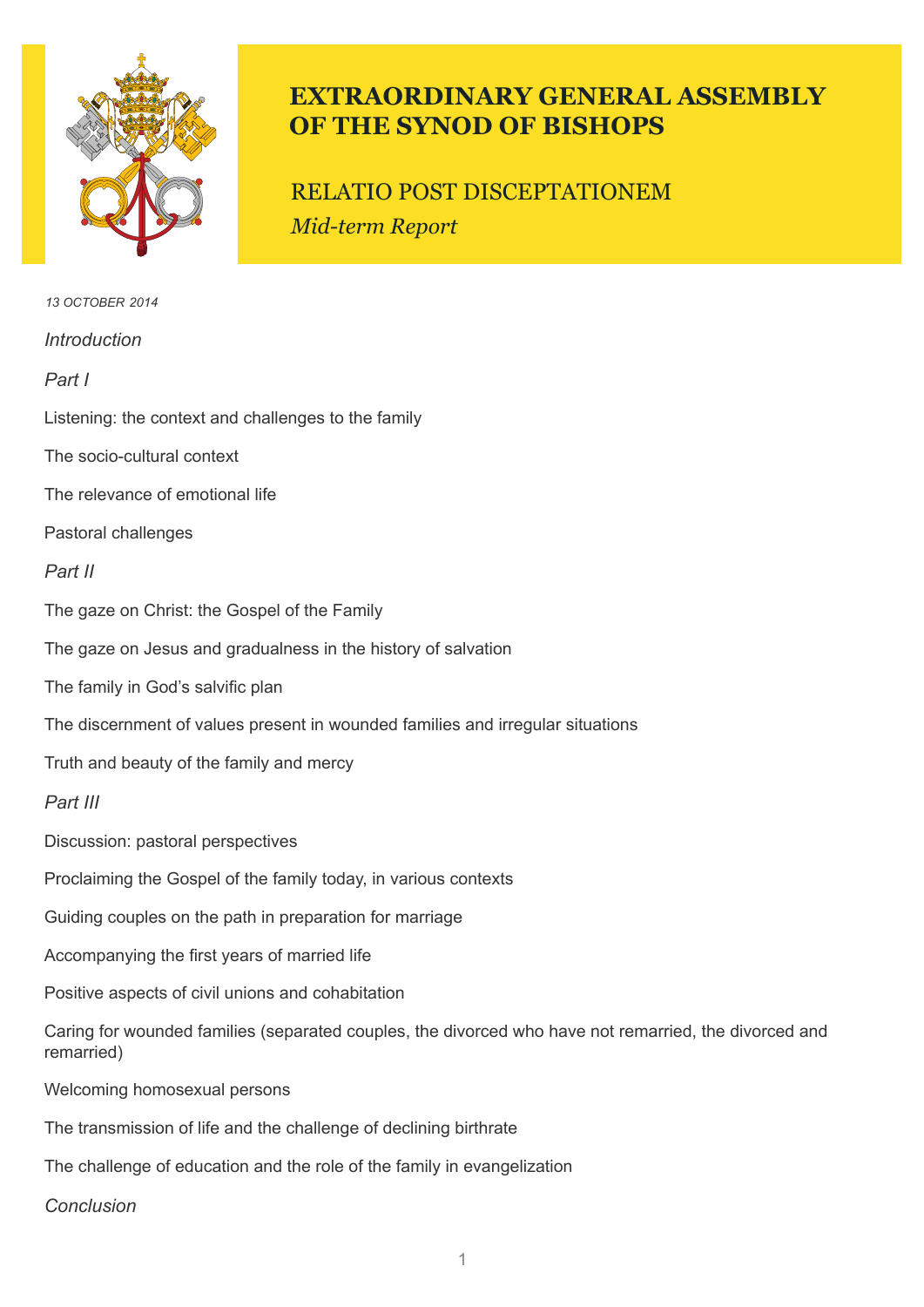# EXTRAORDINARY GENERAL ASSEMBLY OF THE SYNOD OF BISHOPS

## RELATIO POST DISCEPTATIONEM

*Mid-term Report*

*13 OCTOBER 2014*

*Introduction*

*Part I*

Listening: the context and challenges to the family

The socio-cultural context

The relevance of emotional life

Pastoral challenges

*Part II*

The gaze on Christ: the Gospel of the Family

The gaze on Jesus and gradualness in the history of salvation

The family in God's salvific plan

The discernment of values present in wounded families and irregular situations

Truth and beauty of the family and mercy

*Part III*

Discussion: pastoral perspectives

Proclaiming the Gospel of the family today, in various contexts

Guiding couples on the path in preparation for marriage

Accompanying the first years of married life

Positive aspects of civil unions and cohabitation

Caring for wounded families (separated couples, the divorced who have not remarried, the divorced and remarried)

Welcoming homosexual persons

The transmission of life and the challenge of declining birthrate

The challenge of education and the role of the family in evangelization

*Conclusion*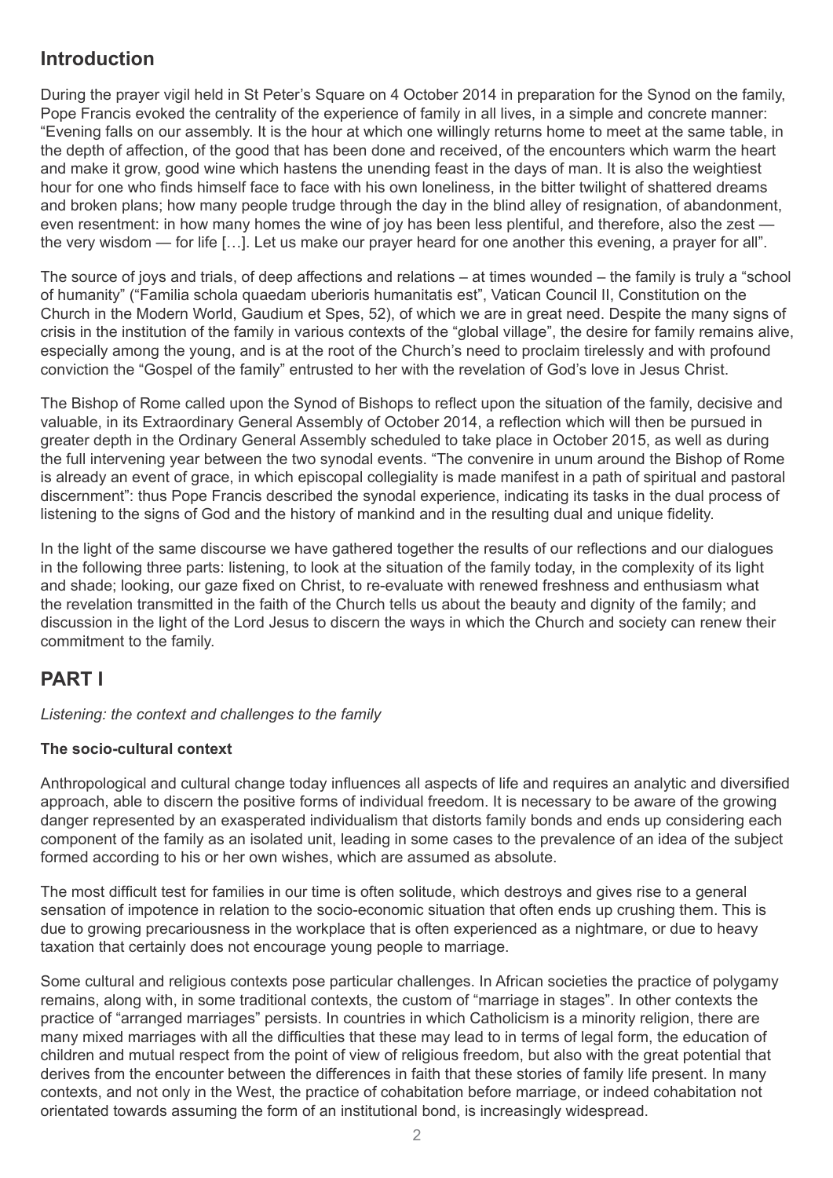## Introduction

During the prayer vigil held in St Peter's Square on 4 October 2014 in preparation for the Synod on the family, Pope Francis evoked the centrality of the experience of family in all lives, in a simple and concrete manner: "Evening falls on our assembly. It is the hour at which one willingly returns home to meet at the same table, in the depth of affection, of the good that has been done and received, of the encounters which warm the heart and make it grow, good wine which hastens the unending feast in the days of man. It is also the weightiest hour for one who finds himself face to face with his own loneliness, in the bitter twilight of shattered dreams and broken plans; how many people trudge through the day in the blind alley of resignation, of abandonment, even resentment: in how many homes the wine of joy has been less plentiful, and therefore, also the zest — the very wisdom — for life […]. Let us make our prayer heard for one another this evening, a prayer for all".

The source of joys and trials, of deep affections and relations – at times wounded – the family is truly a "school of humanity" ("Familia schola quaedam uberioris humanitatis est", Vatican Council II, Constitution on the Church in the Modern World, Gaudium et Spes, 52), of which we are in great need. Despite the many signs of crisis in the institution of the family in various contexts of the "global village", the desire for family remains alive, especially among the young, and is at the root of the Church's need to proclaim tirelessly and with profound conviction the "Gospel of the family" entrusted to her with the revelation of God's love in Jesus Christ.

The Bishop of Rome called upon the Synod of Bishops to reflect upon the situation of the family, decisive and valuable, in its Extraordinary General Assembly of October 2014, a reflection which will then be pursued in greater depth in the Ordinary General Assembly scheduled to take place in October 2015, as well as during the full intervening year between the two synodal events. "The convenire in unum around the Bishop of Rome is already an event of grace, in which episcopal collegiality is made manifest in a path of spiritual and pastoral discernment": thus Pope Francis described the synodal experience, indicating its tasks in the dual process of listening to the signs of God and the history of mankind and in the resulting dual and unique fidelity.

In the light of the same discourse we have gathered together the results of our reflections and our dialogues in the following three parts: listening, to look at the situation of the family today, in the complexity of its light and shade; looking, our gaze fixed on Christ, to re-evaluate with renewed freshness and enthusiasm what the revelation transmitted in the faith of the Church tells us about the beauty and dignity of the family; and discussion in the light of the Lord Jesus to discern the ways in which the Church and society can renew their commitment to the family.

## PART I

*Listening: the context and challenges to the family*

### The socio-cultural context

Anthropological and cultural change today influences all aspects of life and requires an analytic and diversified approach, able to discern the positive forms of individual freedom. It is necessary to be aware of the growing danger represented by an exasperated individualism that distorts family bonds and ends up considering each component of the family as an isolated unit, leading in some cases to the prevalence of an idea of the subject formed according to his or her own wishes, which are assumed as absolute.

The most difficult test for families in our time is often solitude, which destroys and gives rise to a general sensation of impotence in relation to the socio-economic situation that often ends up crushing them. This is due to growing precariousness in the workplace that is often experienced as a nightmare, or due to heavy taxation that certainly does not encourage young people to marriage.

Some cultural and religious contexts pose particular challenges. In African societies the practice of polygamy remains, along with, in some traditional contexts, the custom of "marriage in stages". In other contexts the practice of "arranged marriages" persists. In countries in which Catholicism is a minority religion, there are many mixed marriages with all the difficulties that these may lead to in terms of legal form, the education of children and mutual respect from the point of view of religious freedom, but also with the great potential that derives from the encounter between the differences in faith that these stories of family life present. In many contexts, and not only in the West, the practice of cohabitation before marriage, or indeed cohabitation not orientated towards assuming the form of an institutional bond, is increasingly widespread.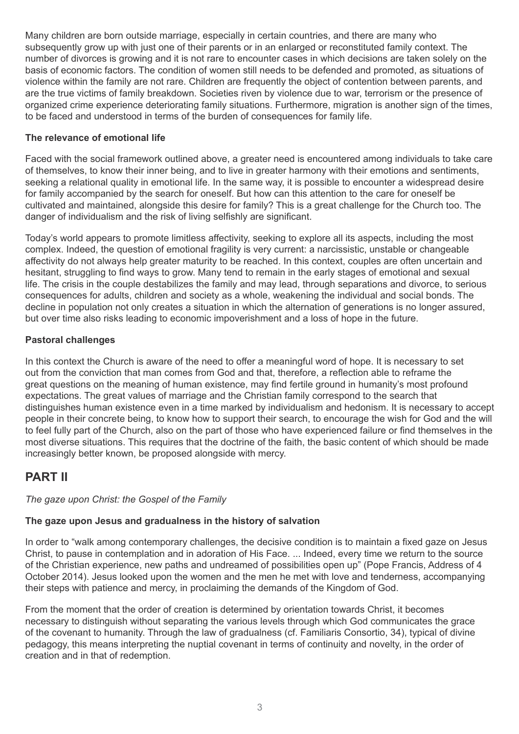Many children are born outside marriage, especially in certain countries, and there are many who subsequently grow up with just one of their parents or in an enlarged or reconstituted family context. The number of divorces is growing and it is not rare to encounter cases in which decisions are taken solely on the basis of economic factors. The condition of women still needs to be defended and promoted, as situations of violence within the family are not rare. Children are frequently the object of contention between parents, and are the true victims of family breakdown. Societies riven by violence due to war, terrorism or the presence of organized crime experience deteriorating family situations. Furthermore, migration is another sign of the times, to be faced and understood in terms of the burden of consequences for family life.

**The relevance of emotional life**

Faced with the social framework outlined above, a greater need is encountered among individuals to take care of themselves, to know their inner being, and to live in greater harmony with their emotions and sentiments, seeking a relational quality in emotional life. In the same way, it is possible to encounter a widespread desire for family accompanied by the search for oneself. But how can this attention to the care for oneself be cultivated and maintained, alongside this desire for family? This is a great challenge for the Church too. The danger of individualism and the risk of living selfishly are significant.

Today's world appears to promote limitless affectivity, seeking to explore all its aspects, including the most complex. Indeed, the question of emotional fragility is very current: a narcissistic, unstable or changeable affectivity do not always help greater maturity to be reached. In this context, couples are often uncertain and hesitant, struggling to find ways to grow. Many tend to remain in the early stages of emotional and sexual life. The crisis in the couple destabilizes the family and may lead, through separations and divorce, to serious consequences for adults, children and society as a whole, weakening the individual and social bonds. The decline in population not only creates a situation in which the alternation of generations is no longer assured, but over time also risks leading to economic impoverishment and a loss of hope in the future.

**Pastoral challenges**

In this context the Church is aware of the need to offer a meaningful word of hope. It is necessary to set out from the conviction that man comes from God and that, therefore, a reflection able to reframe the great questions on the meaning of human existence, may find fertile ground in humanity's most profound expectations. The great values of marriage and the Christian family correspond to the search that distinguishes human existence even in a time marked by individualism and hedonism. It is necessary to accept people in their concrete being, to know how to support their search, to encourage the wish for God and the will to feel fully part of the Church, also on the part of those who have experienced failure or find themselves in the most diverse situations. This requires that the doctrine of the faith, the basic content of which should be made increasingly better known, be proposed alongside with mercy.

## PART II

*The gaze upon Christ: the Gospel of the Family*

**The gaze upon Jesus and gradualness in the history of salvation**

In order to "walk among contemporary challenges, the decisive condition is to maintain a fixed gaze on Jesus Christ, to pause in contemplation and in adoration of His Face. ... Indeed, every time we return to the source of the Christian experience, new paths and undreamed of possibilities open up" (Pope Francis, Address of 4 October 2014). Jesus looked upon the women and the men he met with love and tenderness, accompanying their steps with patience and mercy, in proclaiming the demands of the Kingdom of God.

From the moment that the order of creation is determined by orientation towards Christ, it becomes necessary to distinguish without separating the various levels through which God communicates the grace of the covenant to humanity. Through the law of gradualness (cf. Familiaris Consortio, 34), typical of divine pedagogy, this means interpreting the nuptial covenant in terms of continuity and novelty, in the order of creation and in that of redemption.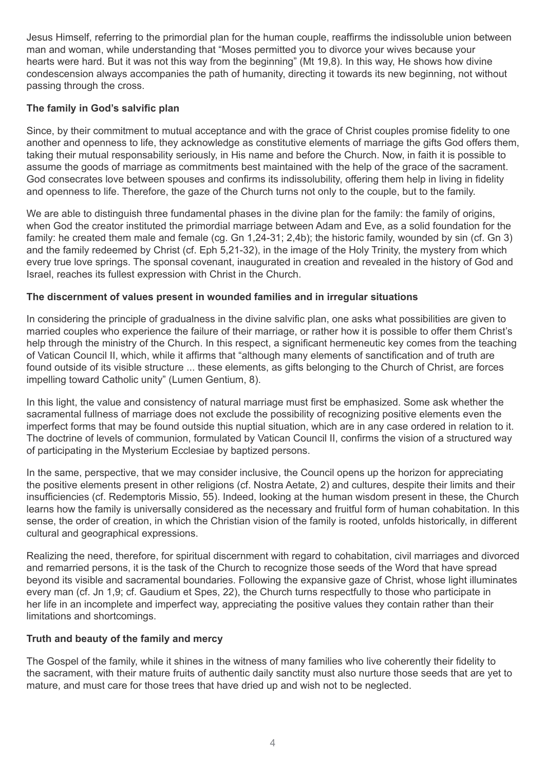Jesus Himself, referring to the primordial plan for the human couple, reaffirms the indissoluble union between man and woman, while understanding that "Moses permitted you to divorce your wives because your hearts were hard. But it was not this way from the beginning" (Mt 19,8). In this way, He shows how divine condescension always accompanies the path of humanity, directing it towards its new beginning, not without passing through the cross.

**The family in God's salvific plan**

Since, by their commitment to mutual acceptance and with the grace of Christ couples promise fidelity to one another and openness to life, they acknowledge as constitutive elements of marriage the gifts God offers them, taking their mutual responsability seriously, in His name and before the Church. Now, in faith it is possible to assume the goods of marriage as commitments best maintained with the help of the grace of the sacrament. God consecrates love between spouses and confirms its indissolubility, offering them help in living in fidelity and openness to life. Therefore, the gaze of the Church turns not only to the couple, but to the family.

We are able to distinguish three fundamental phases in the divine plan for the family: the family of origins, when God the creator instituted the primordial marriage between Adam and Eve, as a solid foundation for the family: he created them male and female (cg. Gn 1,24-31; 2,4b); the historic family, wounded by sin (cf. Gn 3) and the family redeemed by Christ (cf. Eph 5,21-32), in the image of the Holy Trinity, the mystery from which every true love springs. The sponsal covenant, inaugurated in creation and revealed in the history of God and Israel, reaches its fullest expression with Christ in the Church.

**The discernment of values present in wounded families and in irregular situations**

In considering the principle of gradualness in the divine salvific plan, one asks what possibilities are given to married couples who experience the failure of their marriage, or rather how it is possible to offer them Christ's help through the ministry of the Church. In this respect, a significant hermeneutic key comes from the teaching of Vatican Council II, which, while it affirms that "although many elements of sanctification and of truth are found outside of its visible structure ... these elements, as gifts belonging to the Church of Christ, are forces impelling toward Catholic unity" (Lumen Gentium, 8).

In this light, the value and consistency of natural marriage must first be emphasized. Some ask whether the sacramental fullness of marriage does not exclude the possibility of recognizing positive elements even the imperfect forms that may be found outside this nuptial situation, which are in any case ordered in relation to it. The doctrine of levels of communion, formulated by Vatican Council II, confirms the vision of a structured way of participating in the Mysterium Ecclesiae by baptized persons.

In the same, perspective, that we may consider inclusive, the Council opens up the horizon for appreciating the positive elements present in other religions (cf. Nostra Aetate, 2) and cultures, despite their limits and their insufficiencies (cf. Redemptoris Missio, 55). Indeed, looking at the human wisdom present in these, the Church learns how the family is universally considered as the necessary and fruitful form of human cohabitation. In this sense, the order of creation, in which the Christian vision of the family is rooted, unfolds historically, in different cultural and geographical expressions.

Realizing the need, therefore, for spiritual discernment with regard to cohabitation, civil marriages and divorced and remarried persons, it is the task of the Church to recognize those seeds of the Word that have spread beyond its visible and sacramental boundaries. Following the expansive gaze of Christ, whose light illuminates every man (cf. Jn 1,9; cf. Gaudium et Spes, 22), the Church turns respectfully to those who participate in her life in an incomplete and imperfect way, appreciating the positive values they contain rather than their limitations and shortcomings.

**Truth and beauty of the family and mercy**

The Gospel of the family, while it shines in the witness of many families who live coherently their fidelity to the sacrament, with their mature fruits of authentic daily sanctity must also nurture those seeds that are yet to mature, and must care for those trees that have dried up and wish not to be neglected.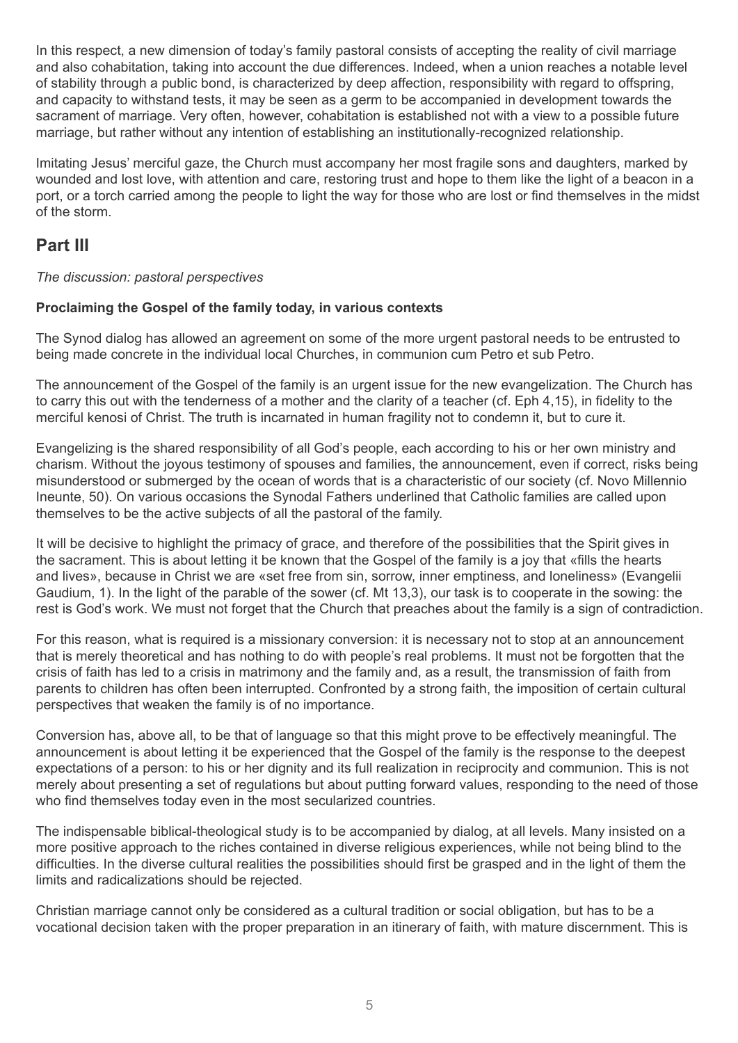In this respect, a new dimension of today's family pastoral consists of accepting the reality of civil marriage and also cohabitation, taking into account the due differences. Indeed, when a union reaches a notable level of stability through a public bond, is characterized by deep affection, responsibility with regard to offspring, and capacity to withstand tests, it may be seen as a germ to be accompanied in development towards the sacrament of marriage. Very often, however, cohabitation is established not with a view to a possible future marriage, but rather without any intention of establishing an institutionally-recognized relationship.

Imitating Jesus' merciful gaze, the Church must accompany her most fragile sons and daughters, marked by wounded and lost love, with attention and care, restoring trust and hope to them like the light of a beacon in a port, or a torch carried among the people to light the way for those who are lost or find themselves in the midst of the storm.

## Part III

*The discussion: pastoral perspectives*

**Proclaiming the Gospel of the family today, in various contexts**

The Synod dialog has allowed an agreement on some of the more urgent pastoral needs to be entrusted to being made concrete in the individual local Churches, in communion cum Petro et sub Petro.

The announcement of the Gospel of the family is an urgent issue for the new evangelization. The Church has to carry this out with the tenderness of a mother and the clarity of a teacher (cf. Eph 4,15), in fidelity to the merciful kenosi of Christ. The truth is incarnated in human fragility not to condemn it, but to cure it.

Evangelizing is the shared responsibility of all God's people, each according to his or her own ministry and charism. Without the joyous testimony of spouses and families, the announcement, even if correct, risks being misunderstood or submerged by the ocean of words that is a characteristic of our society (cf. Novo Millennio Ineunte, 50). On various occasions the Synodal Fathers underlined that Catholic families are called upon themselves to be the active subjects of all the pastoral of the family.

It will be decisive to highlight the primacy of grace, and therefore of the possibilities that the Spirit gives in the sacrament. This is about letting it be known that the Gospel of the family is a joy that «fills the hearts and lives», because in Christ we are «set free from sin, sorrow, inner emptiness, and loneliness» (Evangelii Gaudium, 1). In the light of the parable of the sower (cf. Mt 13,3), our task is to cooperate in the sowing: the rest is God's work. We must not forget that the Church that preaches about the family is a sign of contradiction.

For this reason, what is required is a missionary conversion: it is necessary not to stop at an announcement that is merely theoretical and has nothing to do with people's real problems. It must not be forgotten that the crisis of faith has led to a crisis in matrimony and the family and, as a result, the transmission of faith from parents to children has often been interrupted. Confronted by a strong faith, the imposition of certain cultural perspectives that weaken the family is of no importance.

Conversion has, above all, to be that of language so that this might prove to be effectively meaningful. The announcement is about letting it be experienced that the Gospel of the family is the response to the deepest expectations of a person: to his or her dignity and its full realization in reciprocity and communion. This is not merely about presenting a set of regulations but about putting forward values, responding to the need of those who find themselves today even in the most secularized countries.

The indispensable biblical-theological study is to be accompanied by dialog, at all levels. Many insisted on a more positive approach to the riches contained in diverse religious experiences, while not being blind to the difficulties. In the diverse cultural realities the possibilities should first be grasped and in the light of them the limits and radicalizations should be rejected.

Christian marriage cannot only be considered as a cultural tradition or social obligation, but has to be a vocational decision taken with the proper preparation in an itinerary of faith, with mature discernment. This is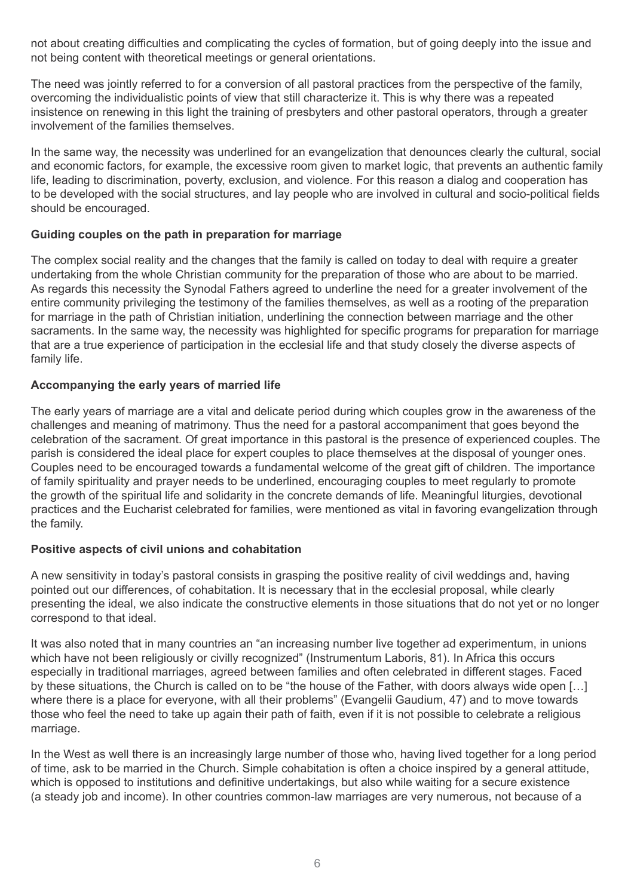not about creating difficulties and complicating the cycles of formation, but of going deeply into the issue and not being content with theoretical meetings or general orientations.

The need was jointly referred to for a conversion of all pastoral practices from the perspective of the family, overcoming the individualistic points of view that still characterize it. This is why there was a repeated insistence on renewing in this light the training of presbyters and other pastoral operators, through a greater involvement of the families themselves.

In the same way, the necessity was underlined for an evangelization that denounces clearly the cultural, social and economic factors, for example, the excessive room given to market logic, that prevents an authentic family life, leading to discrimination, poverty, exclusion, and violence. For this reason a dialog and cooperation has to be developed with the social structures, and lay people who are involved in cultural and socio-political fields should be encouraged.

**Guiding couples on the path in preparation for marriage**

The complex social reality and the changes that the family is called on today to deal with require a greater undertaking from the whole Christian community for the preparation of those who are about to be married. As regards this necessity the Synodal Fathers agreed to underline the need for a greater involvement of the entire community privileging the testimony of the families themselves, as well as a rooting of the preparation for marriage in the path of Christian initiation, underlining the connection between marriage and the other sacraments. In the same way, the necessity was highlighted for specific programs for preparation for marriage that are a true experience of participation in the ecclesial life and that study closely the diverse aspects of family life.

**Accompanying the early years of married life**

The early years of marriage are a vital and delicate period during which couples grow in the awareness of the challenges and meaning of matrimony. Thus the need for a pastoral accompaniment that goes beyond the celebration of the sacrament. Of great importance in this pastoral is the presence of experienced couples. The parish is considered the ideal place for expert couples to place themselves at the disposal of younger ones. Couples need to be encouraged towards a fundamental welcome of the great gift of children. The importance of family spirituality and prayer needs to be underlined, encouraging couples to meet regularly to promote the growth of the spiritual life and solidarity in the concrete demands of life. Meaningful liturgies, devotional practices and the Eucharist celebrated for families, were mentioned as vital in favoring evangelization through the family.

**Positive aspects of civil unions and cohabitation**

A new sensitivity in today's pastoral consists in grasping the positive reality of civil weddings and, having pointed out our differences, of cohabitation. It is necessary that in the ecclesial proposal, while clearly presenting the ideal, we also indicate the constructive elements in those situations that do not yet or no longer correspond to that ideal.

It was also noted that in many countries an "an increasing number live together ad experimentum, in unions which have not been religiously or civilly recognized" (Instrumentum Laboris, 81). In Africa this occurs especially in traditional marriages, agreed between families and often celebrated in different stages. Faced by these situations, the Church is called on to be "the house of the Father, with doors always wide open […] where there is a place for everyone, with all their problems" (Evangelii Gaudium, 47) and to move towards those who feel the need to take up again their path of faith, even if it is not possible to celebrate a religious marriage.

In the West as well there is an increasingly large number of those who, having lived together for a long period of time, ask to be married in the Church. Simple cohabitation is often a choice inspired by a general attitude, which is opposed to institutions and definitive undertakings, but also while waiting for a secure existence (a steady job and income). In other countries common-law marriages are very numerous, not because of a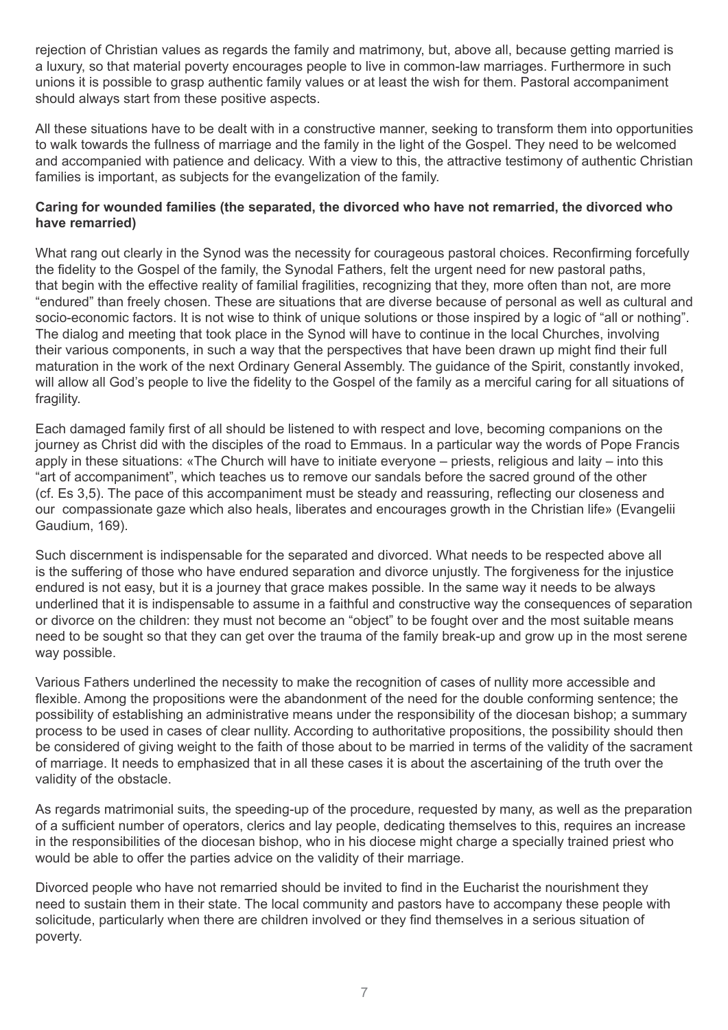rejection of Christian values as regards the family and matrimony, but, above all, because getting married is a luxury, so that material poverty encourages people to live in common-law marriages. Furthermore in such unions it is possible to grasp authentic family values or at least the wish for them. Pastoral accompaniment should always start from these positive aspects.

All these situations have to be dealt with in a constructive manner, seeking to transform them into opportunities to walk towards the fullness of marriage and the family in the light of the Gospel. They need to be welcomed and accompanied with patience and delicacy. With a view to this, the attractive testimony of authentic Christian families is important, as subjects for the evangelization of the family.

**Caring for wounded families (the separated, the divorced who have not remarried, the divorced who have remarried)**

What rang out clearly in the Synod was the necessity for courageous pastoral choices. Reconfirming forcefully the fidelity to the Gospel of the family, the Synodal Fathers, felt the urgent need for new pastoral paths, that begin with the effective reality of familial fragilities, recognizing that they, more often than not, are more "endured" than freely chosen. These are situations that are diverse because of personal as well as cultural and socio-economic factors. It is not wise to think of unique solutions or those inspired by a logic of "all or nothing". The dialog and meeting that took place in the Synod will have to continue in the local Churches, involving their various components, in such a way that the perspectives that have been drawn up might find their full maturation in the work of the next Ordinary General Assembly. The guidance of the Spirit, constantly invoked, will allow all God's people to live the fidelity to the Gospel of the family as a merciful caring for all situations of fragility.

Each damaged family first of all should be listened to with respect and love, becoming companions on the journey as Christ did with the disciples of the road to Emmaus. In a particular way the words of Pope Francis apply in these situations: «The Church will have to initiate everyone – priests, religious and laity – into this "art of accompaniment", which teaches us to remove our sandals before the sacred ground of the other (cf. Es 3,5). The pace of this accompaniment must be steady and reassuring, reflecting our closeness and our compassionate gaze which also heals, liberates and encourages growth in the Christian life» (Evangelii Gaudium, 169).

Such discernment is indispensable for the separated and divorced. What needs to be respected above all is the suffering of those who have endured separation and divorce unjustly. The forgiveness for the injustice endured is not easy, but it is a journey that grace makes possible. In the same way it needs to be always underlined that it is indispensable to assume in a faithful and constructive way the consequences of separation or divorce on the children: they must not become an "object" to be fought over and the most suitable means need to be sought so that they can get over the trauma of the family break-up and grow up in the most serene way possible.

Various Fathers underlined the necessity to make the recognition of cases of nullity more accessible and flexible. Among the propositions were the abandonment of the need for the double conforming sentence; the possibility of establishing an administrative means under the responsibility of the diocesan bishop; a summary process to be used in cases of clear nullity. According to authoritative propositions, the possibility should then be considered of giving weight to the faith of those about to be married in terms of the validity of the sacrament of marriage. It needs to emphasized that in all these cases it is about the ascertaining of the truth over the validity of the obstacle.

As regards matrimonial suits, the speeding-up of the procedure, requested by many, as well as the preparation of a sufficient number of operators, clerics and lay people, dedicating themselves to this, requires an increase in the responsibilities of the diocesan bishop, who in his diocese might charge a specially trained priest who would be able to offer the parties advice on the validity of their marriage.

Divorced people who have not remarried should be invited to find in the Eucharist the nourishment they need to sustain them in their state. The local community and pastors have to accompany these people with solicitude, particularly when there are children involved or they find themselves in a serious situation of poverty.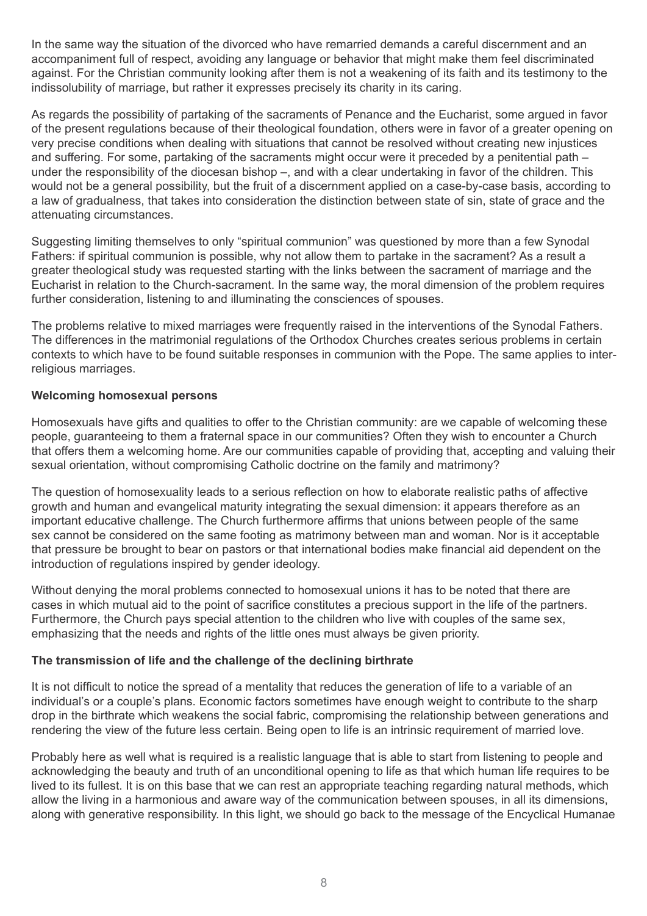In the same way the situation of the divorced who have remarried demands a careful discernment and an accompaniment full of respect, avoiding any language or behavior that might make them feel discriminated against. For the Christian community looking after them is not a weakening of its faith and its testimony to the indissolubility of marriage, but rather it expresses precisely its charity in its caring.

As regards the possibility of partaking of the sacraments of Penance and the Eucharist, some argued in favor of the present regulations because of their theological foundation, others were in favor of a greater opening on very precise conditions when dealing with situations that cannot be resolved without creating new injustices and suffering. For some, partaking of the sacraments might occur were it preceded by a penitential path – under the responsibility of the diocesan bishop –, and with a clear undertaking in favor of the children. This would not be a general possibility, but the fruit of a discernment applied on a case-by-case basis, according to a law of gradualness, that takes into consideration the distinction between state of sin, state of grace and the attenuating circumstances.

Suggesting limiting themselves to only "spiritual communion" was questioned by more than a few Synodal Fathers: if spiritual communion is possible, why not allow them to partake in the sacrament? As a result a greater theological study was requested starting with the links between the sacrament of marriage and the Eucharist in relation to the Church-sacrament. In the same way, the moral dimension of the problem requires further consideration, listening to and illuminating the consciences of spouses.

The problems relative to mixed marriages were frequently raised in the interventions of the Synodal Fathers. The differences in the matrimonial regulations of the Orthodox Churches creates serious problems in certain contexts to which have to be found suitable responses in communion with the Pope. The same applies to inter-religious marriages.

**Welcoming homosexual persons**

Homosexuals have gifts and qualities to offer to the Christian community: are we capable of welcoming these people, guaranteeing to them a fraternal space in our communities? Often they wish to encounter a Church that offers them a welcoming home. Are our communities capable of providing that, accepting and valuing their sexual orientation, without compromising Catholic doctrine on the family and matrimony?

The question of homosexuality leads to a serious reflection on how to elaborate realistic paths of affective growth and human and evangelical maturity integrating the sexual dimension: it appears therefore as an important educative challenge. The Church furthermore affirms that unions between people of the same sex cannot be considered on the same footing as matrimony between man and woman. Nor is it acceptable that pressure be brought to bear on pastors or that international bodies make financial aid dependent on the introduction of regulations inspired by gender ideology.

Without denying the moral problems connected to homosexual unions it has to be noted that there are cases in which mutual aid to the point of sacrifice constitutes a precious support in the life of the partners. Furthermore, the Church pays special attention to the children who live with couples of the same sex, emphasizing that the needs and rights of the little ones must always be given priority.

**The transmission of life and the challenge of the declining birthrate**

It is not difficult to notice the spread of a mentality that reduces the generation of life to a variable of an individual's or a couple's plans. Economic factors sometimes have enough weight to contribute to the sharp drop in the birthrate which weakens the social fabric, compromising the relationship between generations and rendering the view of the future less certain. Being open to life is an intrinsic requirement of married love.

Probably here as well what is required is a realistic language that is able to start from listening to people and acknowledging the beauty and truth of an unconditional opening to life as that which human life requires to be lived to its fullest. It is on this base that we can rest an appropriate teaching regarding natural methods, which allow the living in a harmonious and aware way of the communication between spouses, in all its dimensions, along with generative responsibility. In this light, we should go back to the message of the Encyclical Humanae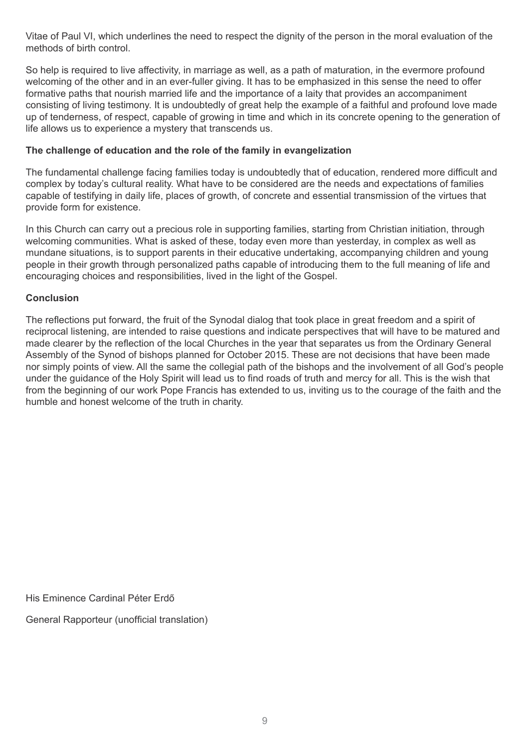Vitae of Paul VI, which underlines the need to respect the dignity of the person in the moral evaluation of the methods of birth control.

So help is required to live affectivity, in marriage as well, as a path of maturation, in the evermore profound welcoming of the other and in an ever-fuller giving. It has to be emphasized in this sense the need to offer formative paths that nourish married life and the importance of a laity that provides an accompaniment consisting of living testimony. It is undoubtedly of great help the example of a faithful and profound love made up of tenderness, of respect, capable of growing in time and which in its concrete opening to the generation of life allows us to experience a mystery that transcends us.

**The challenge of education and the role of the family in evangelization**

The fundamental challenge facing families today is undoubtedly that of education, rendered more difficult and complex by today's cultural reality. What have to be considered are the needs and expectations of families capable of testifying in daily life, places of growth, of concrete and essential transmission of the virtues that provide form for existence.

In this Church can carry out a precious role in supporting families, starting from Christian initiation, through welcoming communities. What is asked of these, today even more than yesterday, in complex as well as mundane situations, is to support parents in their educative undertaking, accompanying children and young people in their growth through personalized paths capable of introducing them to the full meaning of life and encouraging choices and responsibilities, lived in the light of the Gospel.

**Conclusion**

The reflections put forward, the fruit of the Synodal dialog that took place in great freedom and a spirit of reciprocal listening, are intended to raise questions and indicate perspectives that will have to be matured and made clearer by the reflection of the local Churches in the year that separates us from the Ordinary General Assembly of the Synod of bishops planned for October 2015. These are not decisions that have been made nor simply points of view. All the same the collegial path of the bishops and the involvement of all God's people under the guidance of the Holy Spirit will lead us to find roads of truth and mercy for all. This is the wish that from the beginning of our work Pope Francis has extended to us, inviting us to the courage of the faith and the humble and honest welcome of the truth in charity.

His Eminence Cardinal Péter Erdő

General Rapporteur (unofficial translation)